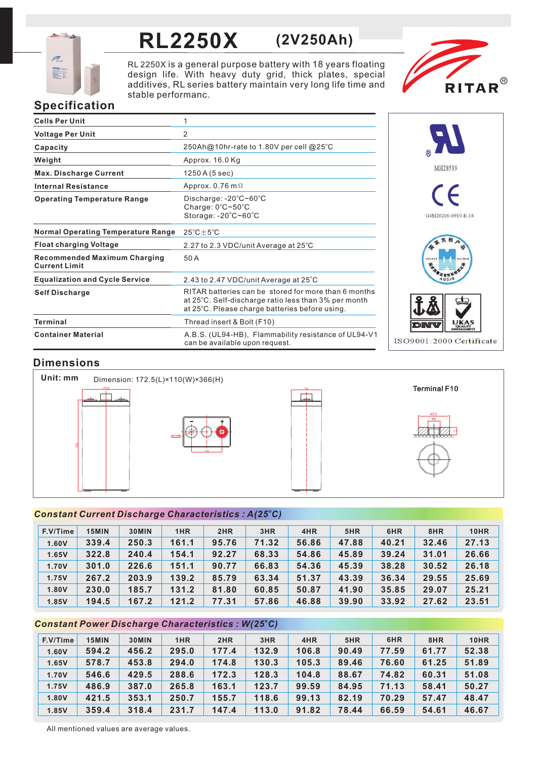# RL2250X (2V250Ah)

RL 2250X is a general purpose battery with 18 years floating design life. With heavy duty grid, thick plates, special additives, RL series battery maintain very long life time and stable performanc.

RITAR®

## Specification

| | |
|---|---|
| Cells Per Unit | 1 |
| Voltage Per Unit | 2 |
| Capacity | 250Ah@10hr-rate to 1.80V per cell @25°C |
| Weight | Approx. 16.0 Kg |
| Max. Discharge Current | 1250 A (5 sec) |
| Internal Resistance | Approx. 0.76 mΩ |
| Operating Temperature Range | Discharge: -20°C~60°C<br>Charge: 0°C~50°C<br>Storage: -20°C~60°C |
| Normal Operating Temperature Range | 25°C±5°C |
| Float charging Voltage | 2.27 to 2.3 VDC/unit Average at 25°C |
| Recommended Maximum Charging Current Limit | 50 A |
| Equalization and Cycle Service | 2.43 to 2.47 VDC/unit Average at 25°C |
| Self Discharge | RITAR batteries can be stored for more than 6 months at 25°C. Self-discharge ratio less than 3% per month at 25°C. Please charge batteries before using. |
| Terminal | Thread insert & Bolt (F10) |
| Container Material | A.B.S. (UL94-HB), Flammability resistance of UL94-V1 can be available upon request. |

MH28539

G4M20206-0910-E-16

ISO9001:2000 Certificate

## Dimensions

Unit: mm

Dimension: 172.5(L)×110(W)×366(H)

Terminal F10

## Constant Current Discharge Characteristics : A(25°C)

| F.V/Time | 15MIN | 30MIN | 1HR | 2HR | 3HR | 4HR | 5HR | 6HR | 8HR | 10HR |
|---|---|---|---|---|---|---|---|---|---|---|
| 1.60V | 339.4 | 250.3 | 161.1 | 95.76 | 71.32 | 56.86 | 47.88 | 40.21 | 32.46 | 27.13 |
| 1.65V | 322.8 | 240.4 | 154.1 | 92.27 | 68.33 | 54.86 | 45.89 | 39.24 | 31.01 | 26.66 |
| 1.70V | 301.0 | 226.6 | 151.1 | 90.77 | 66.83 | 54.36 | 45.39 | 38.28 | 30.52 | 26.18 |
| 1.75V | 267.2 | 203.9 | 139.2 | 85.79 | 63.34 | 51.37 | 43.39 | 36.34 | 29.55 | 25.69 |
| 1.80V | 230.0 | 185.7 | 131.2 | 81.80 | 60.85 | 50.87 | 41.90 | 35.85 | 29.07 | 25.21 |
| 1.85V | 194.5 | 167.2 | 121.2 | 77.31 | 57.86 | 46.88 | 39.90 | 33.92 | 27.62 | 23.51 |

## Constant Power Discharge Characteristics : W(25°C)

| F.V/Time | 15MIN | 30MIN | 1HR | 2HR | 3HR | 4HR | 5HR | 6HR | 8HR | 10HR |
|---|---|---|---|---|---|---|---|---|---|---|
| 1.60V | 594.2 | 456.2 | 295.0 | 177.4 | 132.9 | 106.8 | 90.49 | 77.59 | 61.77 | 52.38 |
| 1.65V | 578.7 | 453.8 | 294.0 | 174.8 | 130.3 | 105.3 | 89.46 | 76.60 | 61.25 | 51.89 |
| 1.70V | 546.6 | 429.5 | 288.6 | 172.3 | 128.3 | 104.8 | 88.67 | 74.82 | 60.31 | 51.08 |
| 1.75V | 486.9 | 387.0 | 265.8 | 163.1 | 123.7 | 99.59 | 84.95 | 71.13 | 58.41 | 50.27 |
| 1.80V | 421.5 | 353.1 | 250.7 | 155.7 | 118.6 | 99.13 | 82.19 | 70.29 | 57.47 | 48.47 |
| 1.85V | 359.4 | 318.4 | 231.7 | 147.4 | 113.0 | 91.82 | 78.44 | 66.59 | 54.61 | 46.67 |

All mentioned values are average values.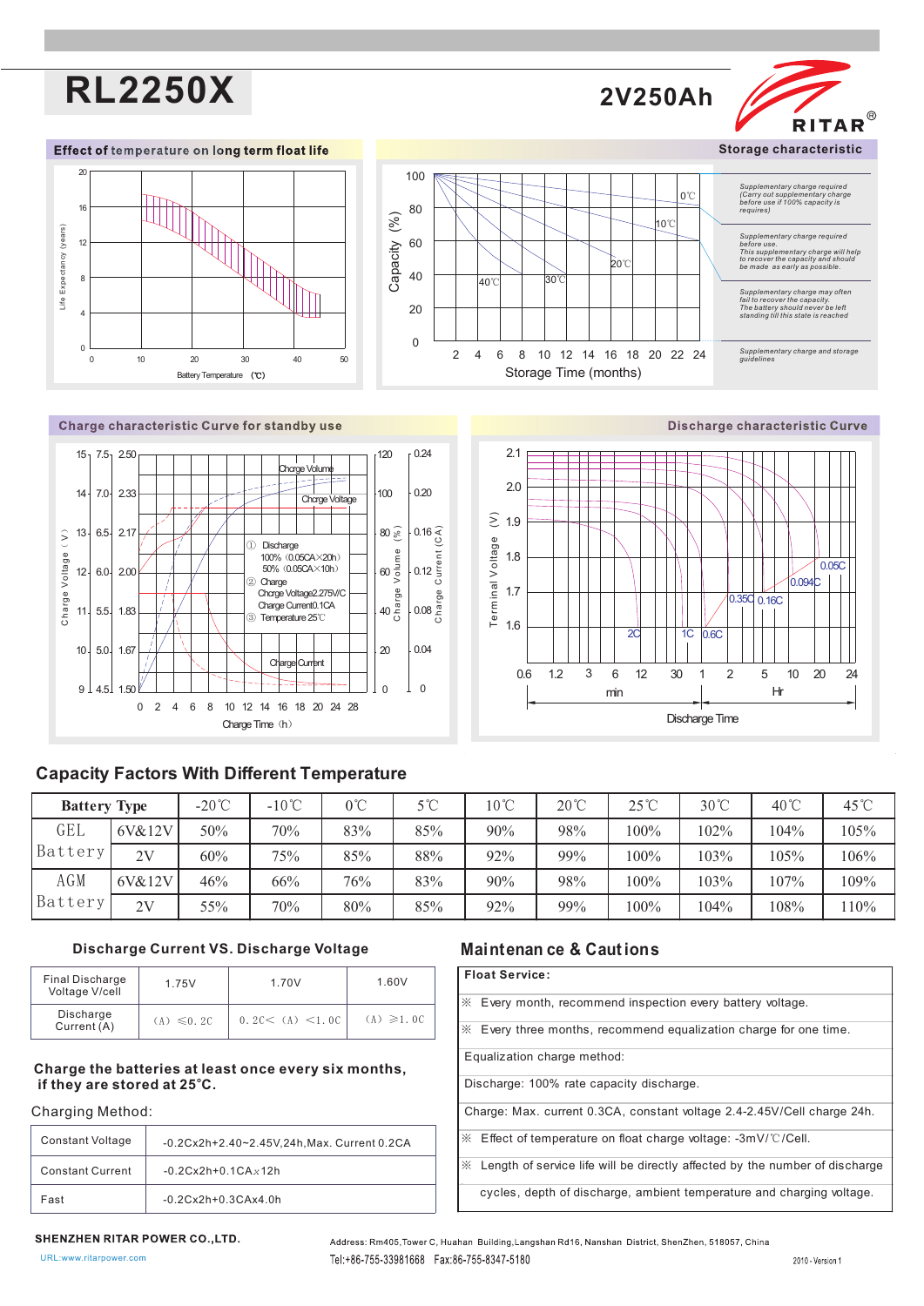# RL2250X

2V250Ah

RITAR®

## Effect of temperature on long term float life

Life Expectancy (years)

20
16
12
8
4
0

0 10 20 30 40 50

Battery Temperature (℃)

## Storage characteristic

Capacity (%)

100
80
60
40
20
0

2 4 6 8 10 12 14 16 18 20 22 24

Storage Time (months)

0℃
10℃
20℃
30℃
40℃

*Supplementary charge required (Carry out supplementary charge before use if 100% capacity is requires)*

*Supplementary charge required before use. This supplementary charge will help to recover the capacity and should be made as early as possible.*

*Supplementary charge may often fail to recover the capacity. The battery should never be left standing till this state is reached*

*Supplementary charge and storage guidelines*

## Charge characteristic Curve for standby use

Charge Voltage (V)

15 7.5 2.50
14 7.0 2.33
13 6.5 2.17
12 6.0 2.00
11 5.5 1.83
10 5.0 1.67
9 4.5 1.50

Charge Volume (%)

120
100
80
60
40
20
0

Charge Current (CA)

0.24
0.20
0.16
0.12
0.08
0.04
0

0 2 4 6 8 10 12 14 16 18 20 24 28

Charge Time (h)

Charge Volume

Charge Voltage

Charge Current

① Discharge
100% (0.05CA×20h)
50% (0.05CA×10h)
② Charge
Charge Voltage2.275V/C
Charge Current0.1CA
③ Temperature 25℃

## Discharge characteristic Curve

Terminal Voltage (V)

2.1
2.0
1.9
1.8
1.7
1.6

0.6 1.2 3 6 12 30 1 2 5 10 20 24

min | Hr

Discharge Time

2C 1C 0.6C 0.35C 0.16C 0.094C 0.05C

## Capacity Factors With Different Temperature

| Battery Type | | -20℃ | -10℃ | 0℃ | 5℃ | 10℃ | 20℃ | 25℃ | 30℃ | 40℃ | 45℃ |
|---|---|---|---|---|---|---|---|---|---|---|---|
| GEL Battery | 6V&12V | 50% | 70% | 83% | 85% | 90% | 98% | 100% | 102% | 104% | 105% |
| | 2V | 60% | 75% | 85% | 88% | 92% | 99% | 100% | 103% | 105% | 106% |
| AGM Battery | 6V&12V | 46% | 66% | 76% | 83% | 90% | 98% | 100% | 103% | 107% | 109% |
| | 2V | 55% | 70% | 80% | 85% | 92% | 99% | 100% | 104% | 108% | 110% |

### Discharge Current VS. Discharge Voltage

| Final Discharge Voltage V/cell | 1.75V | 1.70V | 1.60V |
|---|---|---|---|
| Discharge Current (A) | (A) ≤0.2C | 0.2C< (A) <1.0C | (A) ≥1.0C |

**Charge the batteries at least once every six months, if they are stored at 25°C.**

Charging Method:

| | |
|---|---|
| Constant Voltage | -0.2Cx2h+2.40~2.45V,24h,Max. Current 0.2CA |
| Constant Current | -0.2Cx2h+0.1CAx12h |
| Fast | -0.2Cx2h+0.3CAx4.0h |

### Maintenance & Cautions

**Float Service:**

※ Every month, recommend inspection every battery voltage.

※ Every three months, recommend equalization charge for one time.

Equalization charge method:

Discharge: 100% rate capacity discharge.

Charge: Max. current 0.3CA, constant voltage 2.4-2.45V/Cell charge 24h.

※ Effect of temperature on float charge voltage: -3mV/℃/Cell.

※ Length of service life will be directly affected by the number of discharge cycles, depth of discharge, ambient temperature and charging voltage.

**SHENZHEN RITAR POWER CO.,LTD.**

URL:www.ritarpower.com

Address: Rm405,Tower C, Huahan Building,Langshan Rd16, Nanshan District, ShenZhen, 518057, China

Tel:+86-755-33981668 Fax:86-755-8347-5180

2010 - Version 1